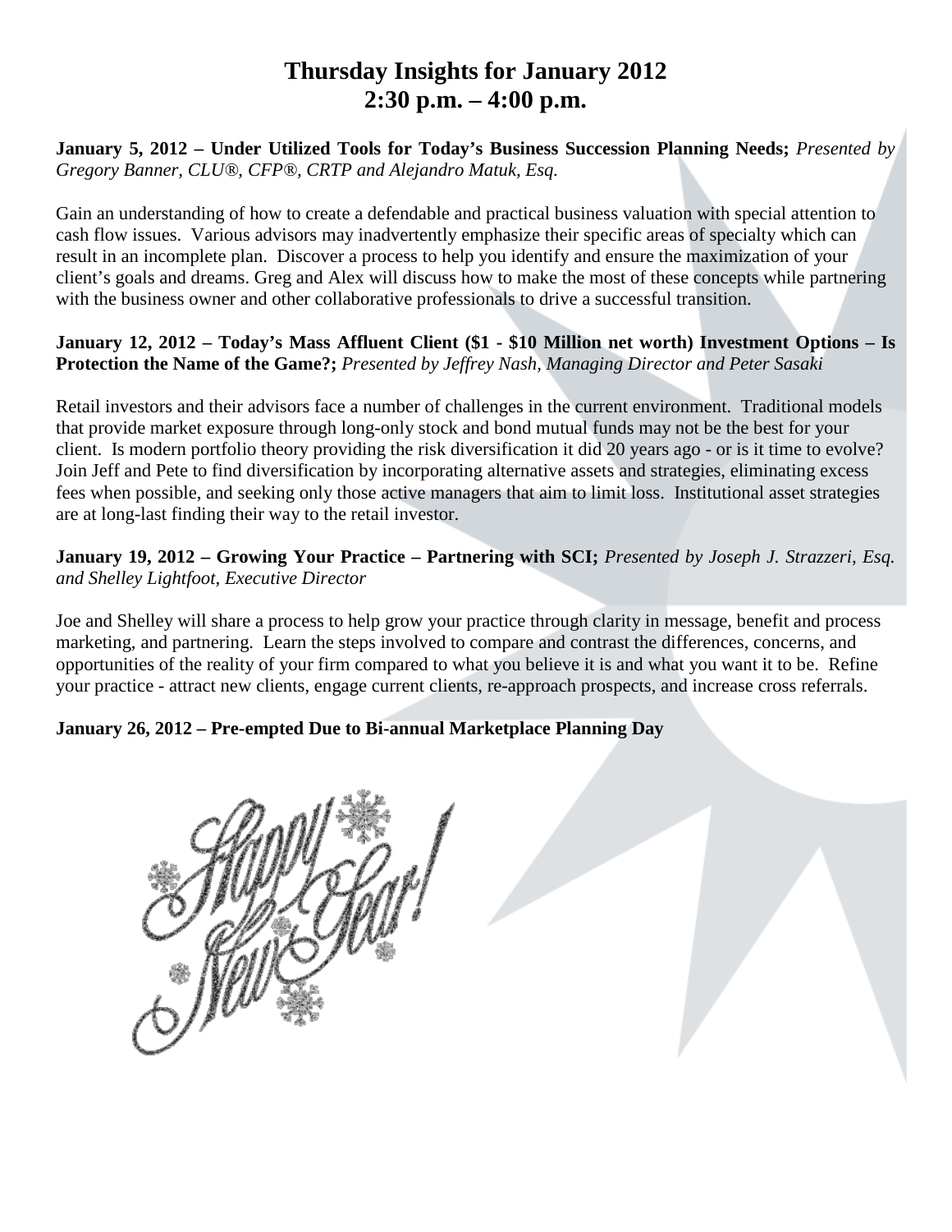# Thursday Insights for January 2012
# 2:30 p.m. – 4:00 p.m.

**January 5, 2012 – Under Utilized Tools for Today's Business Succession Planning Needs;** *Presented by Gregory Banner, CLU®, CFP®, CRTP and Alejandro Matuk, Esq.*

Gain an understanding of how to create a defendable and practical business valuation with special attention to cash flow issues. Various advisors may inadvertently emphasize their specific areas of specialty which can result in an incomplete plan. Discover a process to help you identify and ensure the maximization of your client's goals and dreams. Greg and Alex will discuss how to make the most of these concepts while partnering with the business owner and other collaborative professionals to drive a successful transition.

**January 12, 2012 – Today's Mass Affluent Client ($1 - $10 Million net worth) Investment Options – Is Protection the Name of the Game?;** *Presented by Jeffrey Nash, Managing Director and Peter Sasaki*

Retail investors and their advisors face a number of challenges in the current environment. Traditional models that provide market exposure through long-only stock and bond mutual funds may not be the best for your client. Is modern portfolio theory providing the risk diversification it did 20 years ago - or is it time to evolve? Join Jeff and Pete to find diversification by incorporating alternative assets and strategies, eliminating excess fees when possible, and seeking only those active managers that aim to limit loss. Institutional asset strategies are at long-last finding their way to the retail investor.

**January 19, 2012 – Growing Your Practice – Partnering with SCI;** *Presented by Joseph J. Strazzeri, Esq. and Shelley Lightfoot, Executive Director*

Joe and Shelley will share a process to help grow your practice through clarity in message, benefit and process marketing, and partnering. Learn the steps involved to compare and contrast the differences, concerns, and opportunities of the reality of your firm compared to what you believe it is and what you want it to be. Refine your practice - attract new clients, engage current clients, re-approach prospects, and increase cross referrals.

**January 26, 2012 – Pre-empted Due to Bi-annual Marketplace Planning Day**

Happy New Year!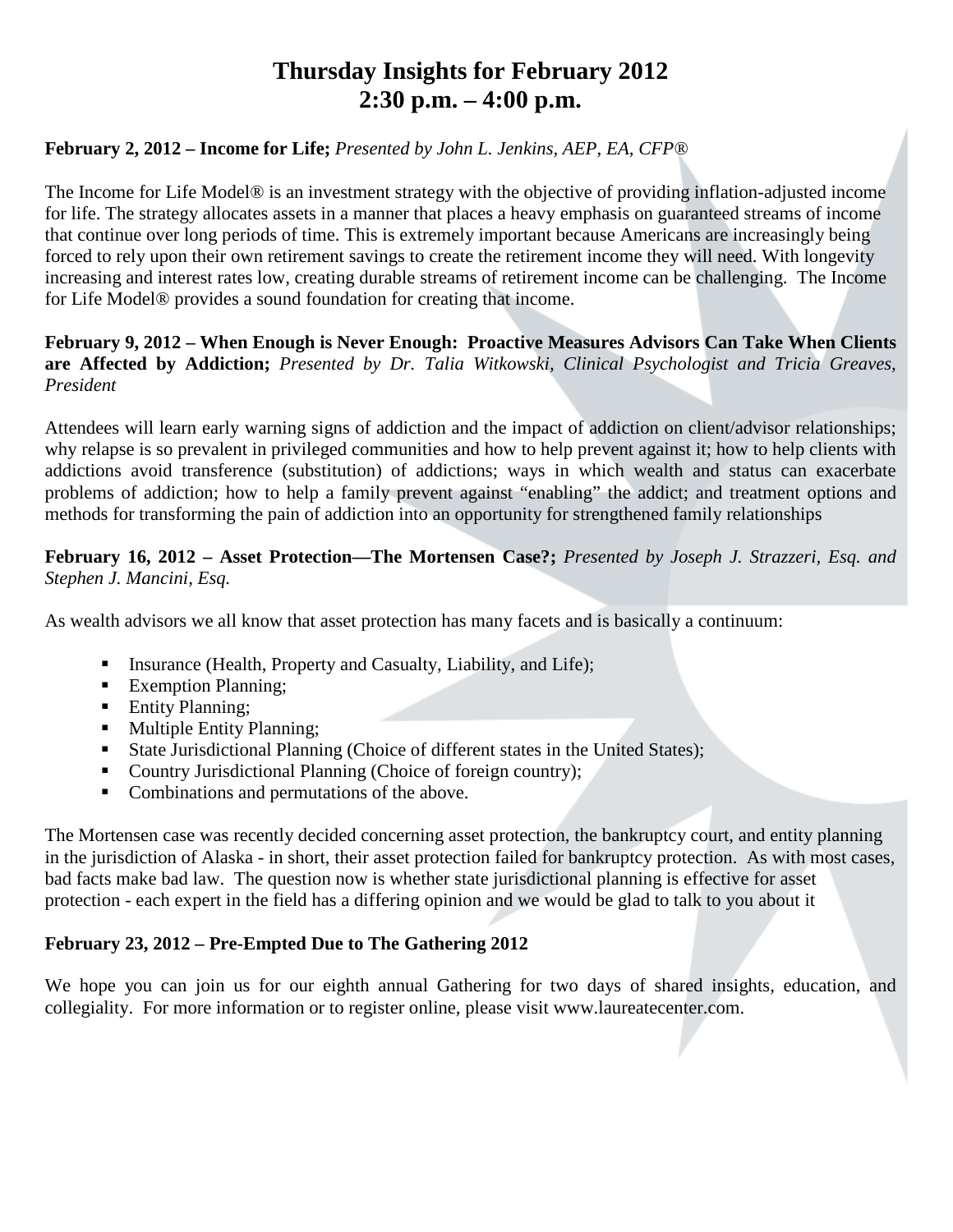# Thursday Insights for February 2012
# 2:30 p.m. – 4:00 p.m.

**February 2, 2012 – Income for Life;** *Presented by John L. Jenkins, AEP, EA, CFP®*

The Income for Life Model® is an investment strategy with the objective of providing inflation-adjusted income for life. The strategy allocates assets in a manner that places a heavy emphasis on guaranteed streams of income that continue over long periods of time. This is extremely important because Americans are increasingly being forced to rely upon their own retirement savings to create the retirement income they will need. With longevity increasing and interest rates low, creating durable streams of retirement income can be challenging. The Income for Life Model® provides a sound foundation for creating that income.

**February 9, 2012 – When Enough is Never Enough: Proactive Measures Advisors Can Take When Clients are Affected by Addiction;** *Presented by Dr. Talia Witkowski, Clinical Psychologist and Tricia Greaves, President*

Attendees will learn early warning signs of addiction and the impact of addiction on client/advisor relationships; why relapse is so prevalent in privileged communities and how to help prevent against it; how to help clients with addictions avoid transference (substitution) of addictions; ways in which wealth and status can exacerbate problems of addiction; how to help a family prevent against "enabling" the addict; and treatment options and methods for transforming the pain of addiction into an opportunity for strengthened family relationships

**February 16, 2012 – Asset Protection—The Mortensen Case?;** *Presented by Joseph J. Strazzeri, Esq. and Stephen J. Mancini, Esq.*

As wealth advisors we all know that asset protection has many facets and is basically a continuum:

- Insurance (Health, Property and Casualty, Liability, and Life);
- Exemption Planning;
- Entity Planning;
- Multiple Entity Planning;
- State Jurisdictional Planning (Choice of different states in the United States);
- Country Jurisdictional Planning (Choice of foreign country);
- Combinations and permutations of the above.

The Mortensen case was recently decided concerning asset protection, the bankruptcy court, and entity planning in the jurisdiction of Alaska - in short, their asset protection failed for bankruptcy protection. As with most cases, bad facts make bad law. The question now is whether state jurisdictional planning is effective for asset protection - each expert in the field has a differing opinion and we would be glad to talk to you about it

**February 23, 2012 – Pre-Empted Due to The Gathering 2012**

We hope you can join us for our eighth annual Gathering for two days of shared insights, education, and collegiality. For more information or to register online, please visit www.laureatecenter.com.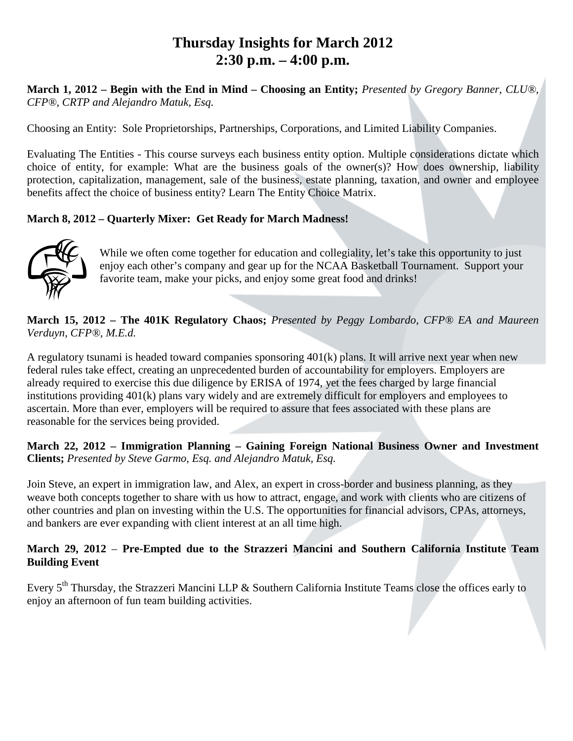# Thursday Insights for March 2012
## 2:30 p.m. – 4:00 p.m.

**March 1, 2012 – Begin with the End in Mind – Choosing an Entity;** *Presented by Gregory Banner, CLU®, CFP®, CRTP and Alejandro Matuk, Esq.*

Choosing an Entity: Sole Proprietorships, Partnerships, Corporations, and Limited Liability Companies.

Evaluating The Entities - This course surveys each business entity option. Multiple considerations dictate which choice of entity, for example: What are the business goals of the owner(s)? How does ownership, liability protection, capitalization, management, sale of the business, estate planning, taxation, and owner and employee benefits affect the choice of business entity? Learn The Entity Choice Matrix.

**March 8, 2012 – Quarterly Mixer: Get Ready for March Madness!**

While we often come together for education and collegiality, let's take this opportunity to just enjoy each other's company and gear up for the NCAA Basketball Tournament. Support your favorite team, make your picks, and enjoy some great food and drinks!

**March 15, 2012 – The 401K Regulatory Chaos;** *Presented by Peggy Lombardo, CFP® EA and Maureen Verduyn, CFP®, M.E.d.*

A regulatory tsunami is headed toward companies sponsoring 401(k) plans. It will arrive next year when new federal rules take effect, creating an unprecedented burden of accountability for employers. Employers are already required to exercise this due diligence by ERISA of 1974, yet the fees charged by large financial institutions providing 401(k) plans vary widely and are extremely difficult for employers and employees to ascertain. More than ever, employers will be required to assure that fees associated with these plans are reasonable for the services being provided.

**March 22, 2012 – Immigration Planning – Gaining Foreign National Business Owner and Investment Clients;** *Presented by Steve Garmo, Esq. and Alejandro Matuk, Esq.*

Join Steve, an expert in immigration law, and Alex, an expert in cross-border and business planning, as they weave both concepts together to share with us how to attract, engage, and work with clients who are citizens of other countries and plan on investing within the U.S. The opportunities for financial advisors, CPAs, attorneys, and bankers are ever expanding with client interest at an all time high.

**March 29, 2012 – Pre-Empted due to the Strazzeri Mancini and Southern California Institute Team Building Event**

Every 5th Thursday, the Strazzeri Mancini LLP & Southern California Institute Teams close the offices early to enjoy an afternoon of fun team building activities.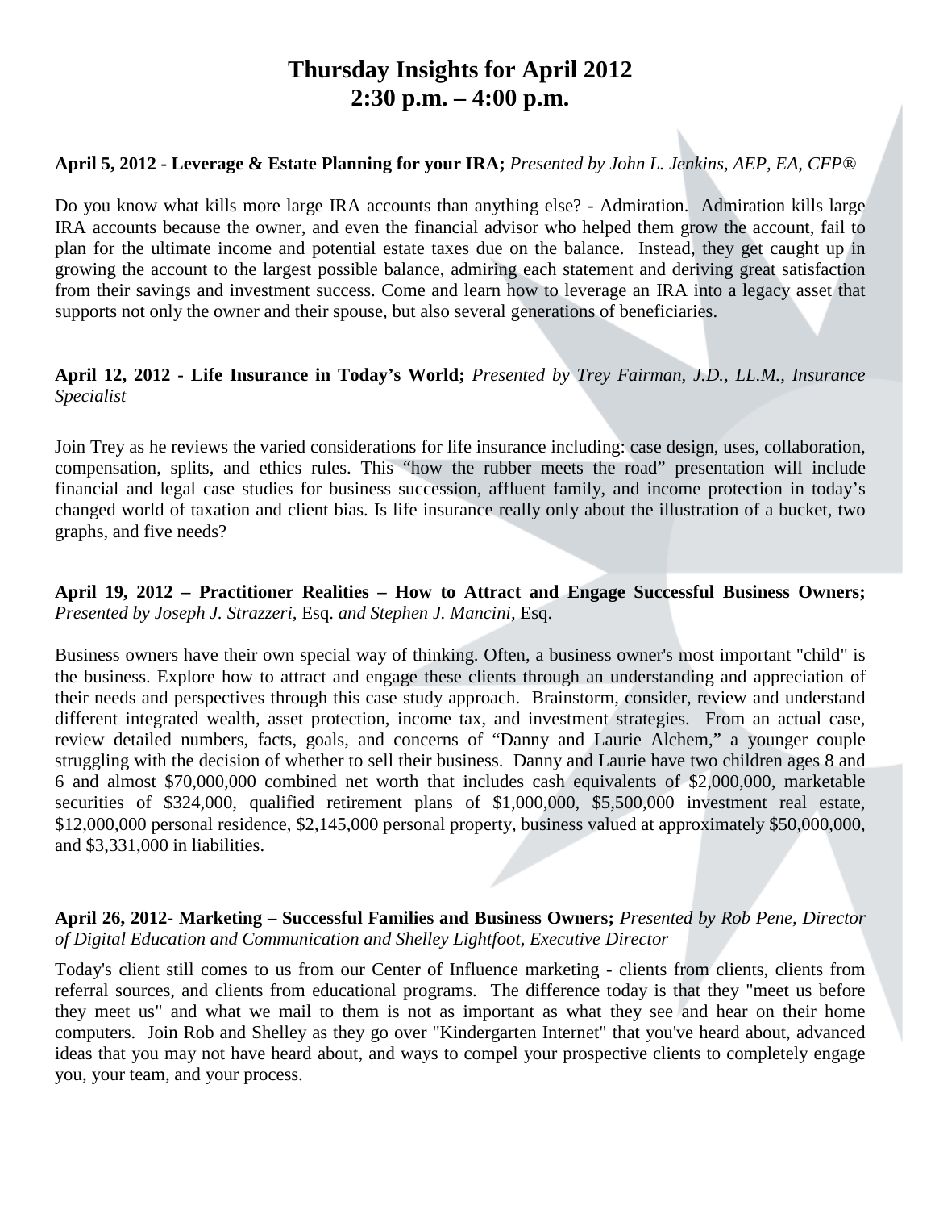# Thursday Insights for April 2012
# 2:30 p.m. – 4:00 p.m.

**April 5, 2012 - Leverage & Estate Planning for your IRA;** *Presented by John L. Jenkins, AEP, EA, CFP®*

Do you know what kills more large IRA accounts than anything else? - Admiration. Admiration kills large IRA accounts because the owner, and even the financial advisor who helped them grow the account, fail to plan for the ultimate income and potential estate taxes due on the balance. Instead, they get caught up in growing the account to the largest possible balance, admiring each statement and deriving great satisfaction from their savings and investment success. Come and learn how to leverage an IRA into a legacy asset that supports not only the owner and their spouse, but also several generations of beneficiaries.

**April 12, 2012 - Life Insurance in Today's World;** *Presented by Trey Fairman, J.D., LL.M., Insurance Specialist*

Join Trey as he reviews the varied considerations for life insurance including: case design, uses, collaboration, compensation, splits, and ethics rules. This "how the rubber meets the road" presentation will include financial and legal case studies for business succession, affluent family, and income protection in today's changed world of taxation and client bias. Is life insurance really only about the illustration of a bucket, two graphs, and five needs?

**April 19, 2012 – Practitioner Realities – How to Attract and Engage Successful Business Owners;** *Presented by Joseph J. Strazzeri,* Esq. *and Stephen J. Mancini,* Esq.

Business owners have their own special way of thinking. Often, a business owner's most important "child" is the business. Explore how to attract and engage these clients through an understanding and appreciation of their needs and perspectives through this case study approach. Brainstorm, consider, review and understand different integrated wealth, asset protection, income tax, and investment strategies. From an actual case, review detailed numbers, facts, goals, and concerns of "Danny and Laurie Alchem," a younger couple struggling with the decision of whether to sell their business. Danny and Laurie have two children ages 8 and 6 and almost $70,000,000 combined net worth that includes cash equivalents of $2,000,000, marketable securities of $324,000, qualified retirement plans of $1,000,000, $5,500,000 investment real estate, $12,000,000 personal residence, $2,145,000 personal property, business valued at approximately $50,000,000, and $3,331,000 in liabilities.

**April 26, 2012- Marketing – Successful Families and Business Owners;** *Presented by Rob Pene, Director of Digital Education and Communication and Shelley Lightfoot, Executive Director*

Today's client still comes to us from our Center of Influence marketing - clients from clients, clients from referral sources, and clients from educational programs. The difference today is that they "meet us before they meet us" and what we mail to them is not as important as what they see and hear on their home computers. Join Rob and Shelley as they go over "Kindergarten Internet" that you've heard about, advanced ideas that you may not have heard about, and ways to compel your prospective clients to completely engage you, your team, and your process.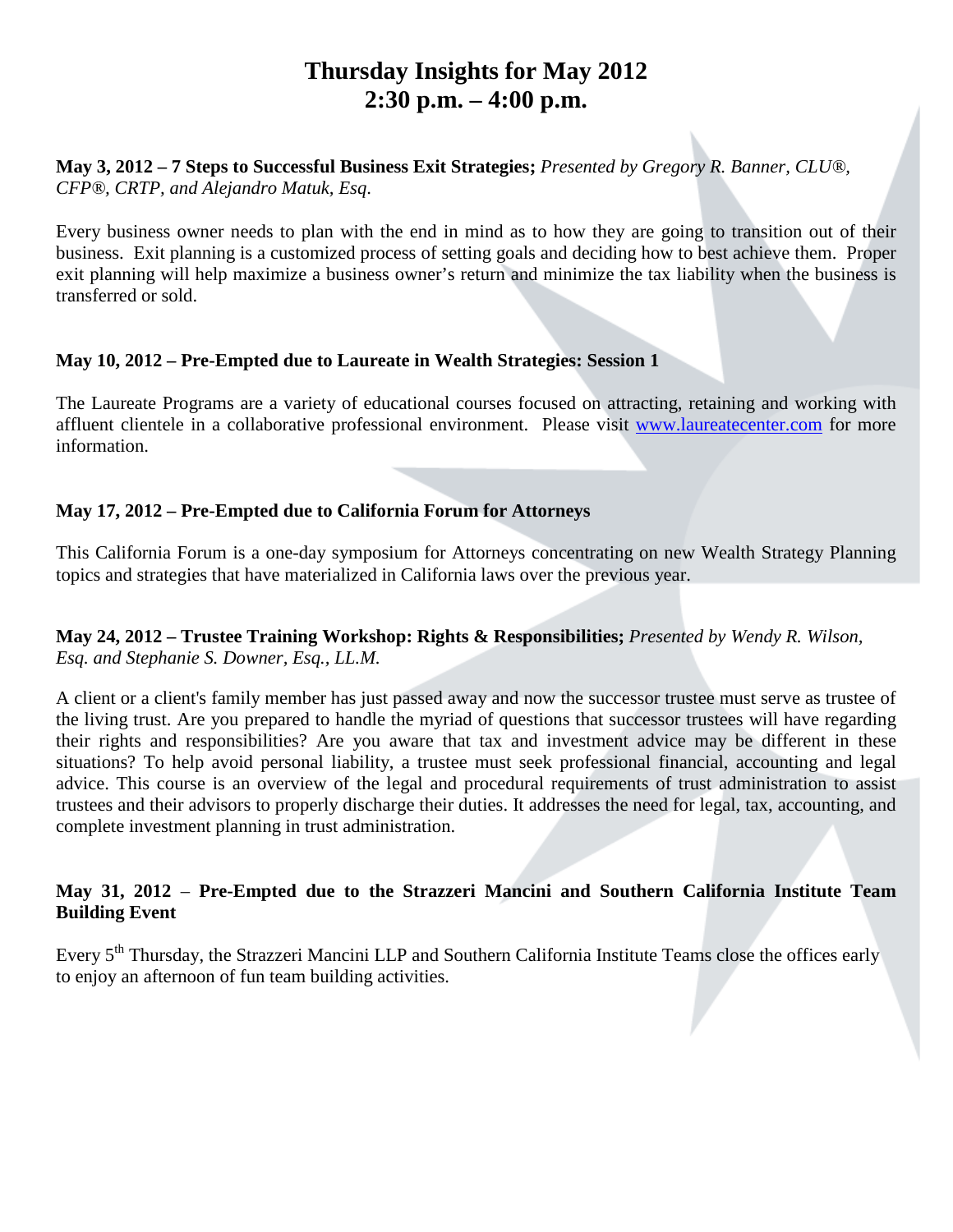# Thursday Insights for May 2012
# 2:30 p.m. – 4:00 p.m.

**May 3, 2012 – 7 Steps to Successful Business Exit Strategies;** *Presented by Gregory R. Banner, CLU®, CFP®, CRTP, and Alejandro Matuk, Esq.*

Every business owner needs to plan with the end in mind as to how they are going to transition out of their business. Exit planning is a customized process of setting goals and deciding how to best achieve them. Proper exit planning will help maximize a business owner's return and minimize the tax liability when the business is transferred or sold.

**May 10, 2012 – Pre-Empted due to Laureate in Wealth Strategies: Session 1**

The Laureate Programs are a variety of educational courses focused on attracting, retaining and working with affluent clientele in a collaborative professional environment. Please visit [www.laureatecenter.com](www.laureatecenter.com) for more information.

**May 17, 2012 – Pre-Empted due to California Forum for Attorneys**

This California Forum is a one-day symposium for Attorneys concentrating on new Wealth Strategy Planning topics and strategies that have materialized in California laws over the previous year.

**May 24, 2012 – Trustee Training Workshop: Rights & Responsibilities;** *Presented by Wendy R. Wilson, Esq. and Stephanie S. Downer, Esq., LL.M.*

A client or a client's family member has just passed away and now the successor trustee must serve as trustee of the living trust. Are you prepared to handle the myriad of questions that successor trustees will have regarding their rights and responsibilities? Are you aware that tax and investment advice may be different in these situations? To help avoid personal liability, a trustee must seek professional financial, accounting and legal advice. This course is an overview of the legal and procedural requirements of trust administration to assist trustees and their advisors to properly discharge their duties. It addresses the need for legal, tax, accounting, and complete investment planning in trust administration.

**May 31, 2012 – Pre-Empted due to the Strazzeri Mancini and Southern California Institute Team Building Event**

Every 5th Thursday, the Strazzeri Mancini LLP and Southern California Institute Teams close the offices early to enjoy an afternoon of fun team building activities.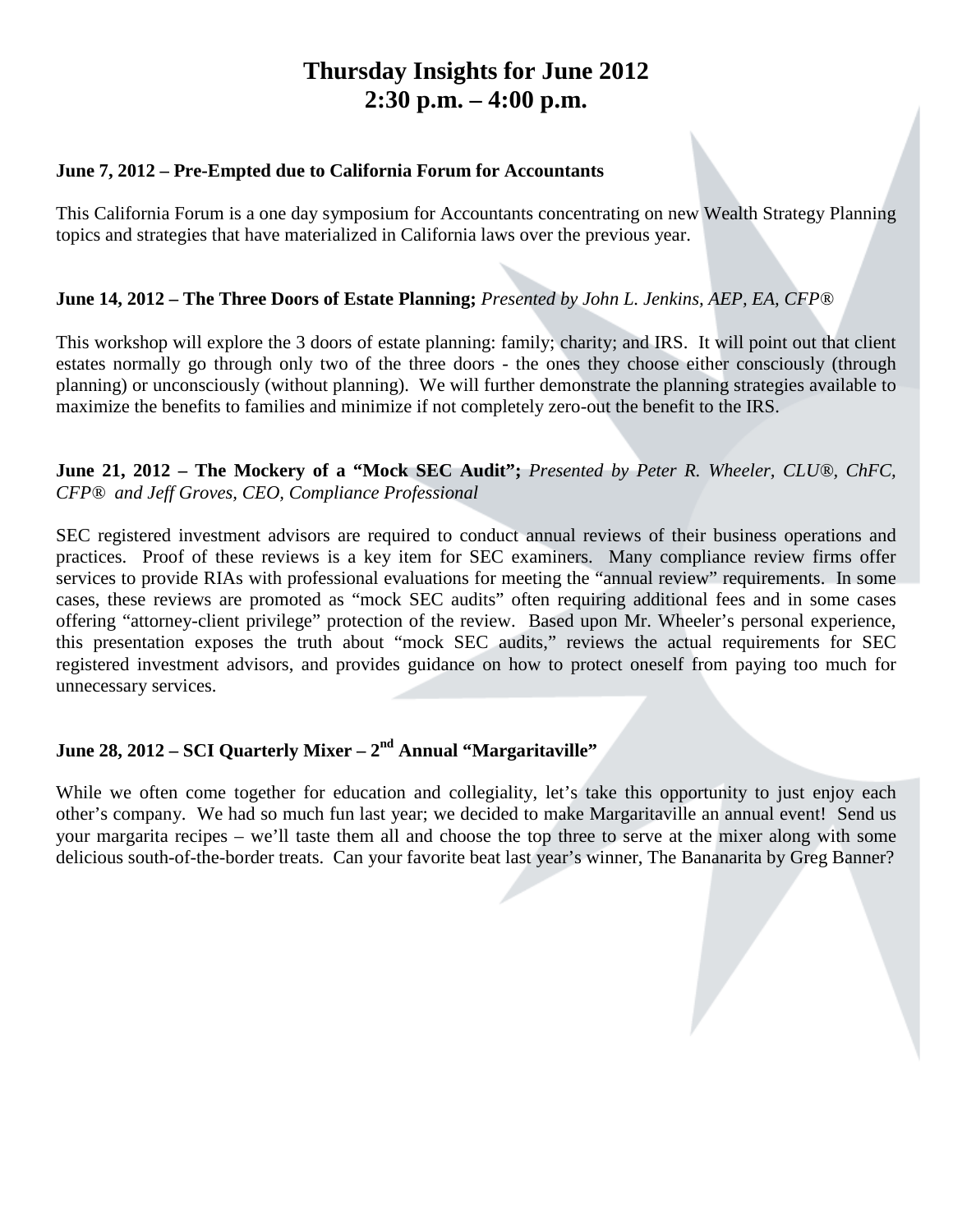# Thursday Insights for June 2012
# 2:30 p.m. – 4:00 p.m.

**June 7, 2012 – Pre-Empted due to California Forum for Accountants**

This California Forum is a one day symposium for Accountants concentrating on new Wealth Strategy Planning topics and strategies that have materialized in California laws over the previous year.

**June 14, 2012 – The Three Doors of Estate Planning;** *Presented by John L. Jenkins, AEP, EA, CFP®*

This workshop will explore the 3 doors of estate planning: family; charity; and IRS. It will point out that client estates normally go through only two of the three doors - the ones they choose either consciously (through planning) or unconsciously (without planning). We will further demonstrate the planning strategies available to maximize the benefits to families and minimize if not completely zero-out the benefit to the IRS.

**June 21, 2012 – The Mockery of a "Mock SEC Audit";** *Presented by Peter R. Wheeler, CLU®, ChFC, CFP® and Jeff Groves, CEO, Compliance Professional*

SEC registered investment advisors are required to conduct annual reviews of their business operations and practices. Proof of these reviews is a key item for SEC examiners. Many compliance review firms offer services to provide RIAs with professional evaluations for meeting the "annual review" requirements. In some cases, these reviews are promoted as "mock SEC audits" often requiring additional fees and in some cases offering "attorney-client privilege" protection of the review. Based upon Mr. Wheeler's personal experience, this presentation exposes the truth about "mock SEC audits," reviews the actual requirements for SEC registered investment advisors, and provides guidance on how to protect oneself from paying too much for unnecessary services.

**June 28, 2012 – SCI Quarterly Mixer – 2nd Annual "Margaritaville"**

While we often come together for education and collegiality, let's take this opportunity to just enjoy each other's company. We had so much fun last year; we decided to make Margaritaville an annual event! Send us your margarita recipes – we'll taste them all and choose the top three to serve at the mixer along with some delicious south-of-the-border treats. Can your favorite beat last year's winner, The Bananarita by Greg Banner?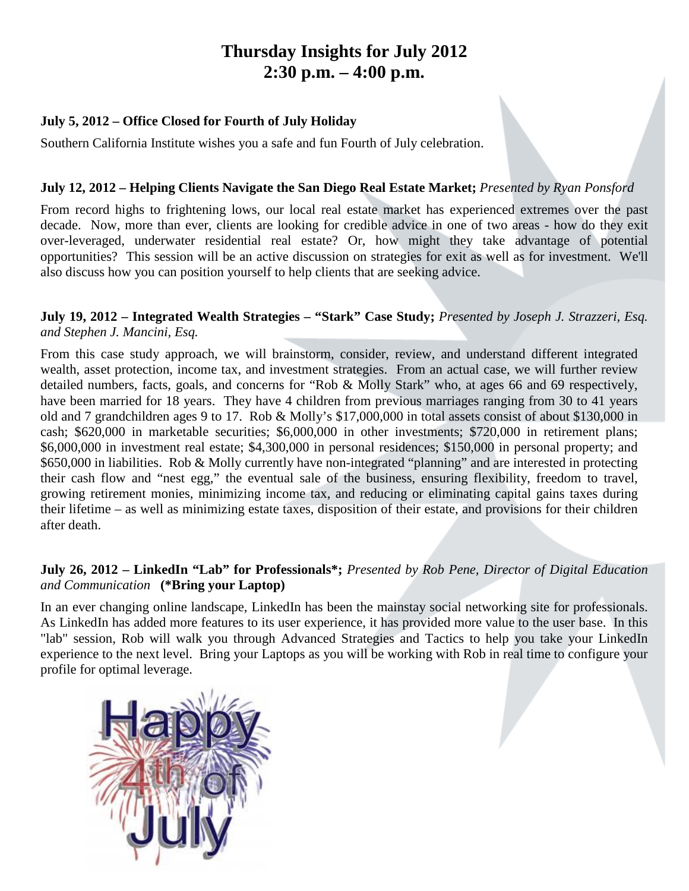# Thursday Insights for July 2012
# 2:30 p.m. – 4:00 p.m.

**July 5, 2012 – Office Closed for Fourth of July Holiday**

Southern California Institute wishes you a safe and fun Fourth of July celebration.

**July 12, 2012 – Helping Clients Navigate the San Diego Real Estate Market;** *Presented by Ryan Ponsford*

From record highs to frightening lows, our local real estate market has experienced extremes over the past decade. Now, more than ever, clients are looking for credible advice in one of two areas - how do they exit over-leveraged, underwater residential real estate? Or, how might they take advantage of potential opportunities? This session will be an active discussion on strategies for exit as well as for investment. We'll also discuss how you can position yourself to help clients that are seeking advice.

**July 19, 2012 – Integrated Wealth Strategies – "Stark" Case Study;** *Presented by Joseph J. Strazzeri, Esq. and Stephen J. Mancini, Esq.*

From this case study approach, we will brainstorm, consider, review, and understand different integrated wealth, asset protection, income tax, and investment strategies. From an actual case, we will further review detailed numbers, facts, goals, and concerns for "Rob & Molly Stark" who, at ages 66 and 69 respectively, have been married for 18 years. They have 4 children from previous marriages ranging from 30 to 41 years old and 7 grandchildren ages 9 to 17. Rob & Molly's $17,000,000 in total assets consist of about $130,000 in cash; $620,000 in marketable securities; $6,000,000 in other investments; $720,000 in retirement plans; $6,000,000 in investment real estate; $4,300,000 in personal residences; $150,000 in personal property; and $650,000 in liabilities. Rob & Molly currently have non-integrated "planning" and are interested in protecting their cash flow and "nest egg," the eventual sale of the business, ensuring flexibility, freedom to travel, growing retirement monies, minimizing income tax, and reducing or eliminating capital gains taxes during their lifetime – as well as minimizing estate taxes, disposition of their estate, and provisions for their children after death.

**July 26, 2012 – LinkedIn "Lab" for Professionals*;** *Presented by Rob Pene, Director of Digital Education and Communication* **(*Bring your Laptop)**

In an ever changing online landscape, LinkedIn has been the mainstay social networking site for professionals. As LinkedIn has added more features to its user experience, it has provided more value to the user base. In this "lab" session, Rob will walk you through Advanced Strategies and Tactics to help you take your LinkedIn experience to the next level. Bring your Laptops as you will be working with Rob in real time to configure your profile for optimal leverage.

Happy 4th of July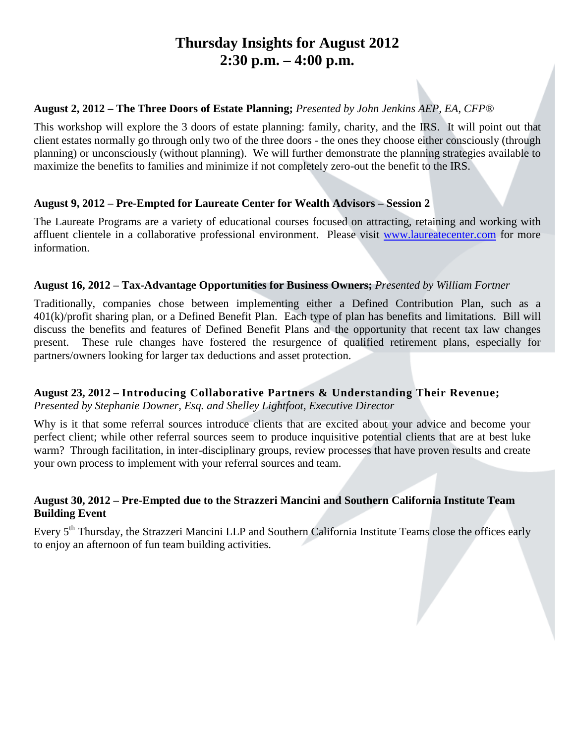# Thursday Insights for August 2012
# 2:30 p.m. – 4:00 p.m.

**August 2, 2012 – The Three Doors of Estate Planning;** *Presented by John Jenkins AEP, EA, CFP®*

This workshop will explore the 3 doors of estate planning: family, charity, and the IRS. It will point out that client estates normally go through only two of the three doors - the ones they choose either consciously (through planning) or unconsciously (without planning). We will further demonstrate the planning strategies available to maximize the benefits to families and minimize if not completely zero-out the benefit to the IRS.

**August 9, 2012 – Pre-Empted for Laureate Center for Wealth Advisors – Session 2**

The Laureate Programs are a variety of educational courses focused on attracting, retaining and working with affluent clientele in a collaborative professional environment. Please visit [www.laureatecenter.com](http://www.laureatecenter.com) for more information.

**August 16, 2012 – Tax-Advantage Opportunities for Business Owners;** *Presented by William Fortner*

Traditionally, companies chose between implementing either a Defined Contribution Plan, such as a 401(k)/profit sharing plan, or a Defined Benefit Plan. Each type of plan has benefits and limitations. Bill will discuss the benefits and features of Defined Benefit Plans and the opportunity that recent tax law changes present. These rule changes have fostered the resurgence of qualified retirement plans, especially for partners/owners looking for larger tax deductions and asset protection.

**August 23, 2012 – Introducing Collaborative Partners & Understanding Their Revenue;**
*Presented by Stephanie Downer, Esq. and Shelley Lightfoot, Executive Director*

Why is it that some referral sources introduce clients that are excited about your advice and become your perfect client; while other referral sources seem to produce inquisitive potential clients that are at best luke warm? Through facilitation, in inter-disciplinary groups, review processes that have proven results and create your own process to implement with your referral sources and team.

**August 30, 2012 – Pre-Empted due to the Strazzeri Mancini and Southern California Institute Team Building Event**

Every 5th Thursday, the Strazzeri Mancini LLP and Southern California Institute Teams close the offices early to enjoy an afternoon of fun team building activities.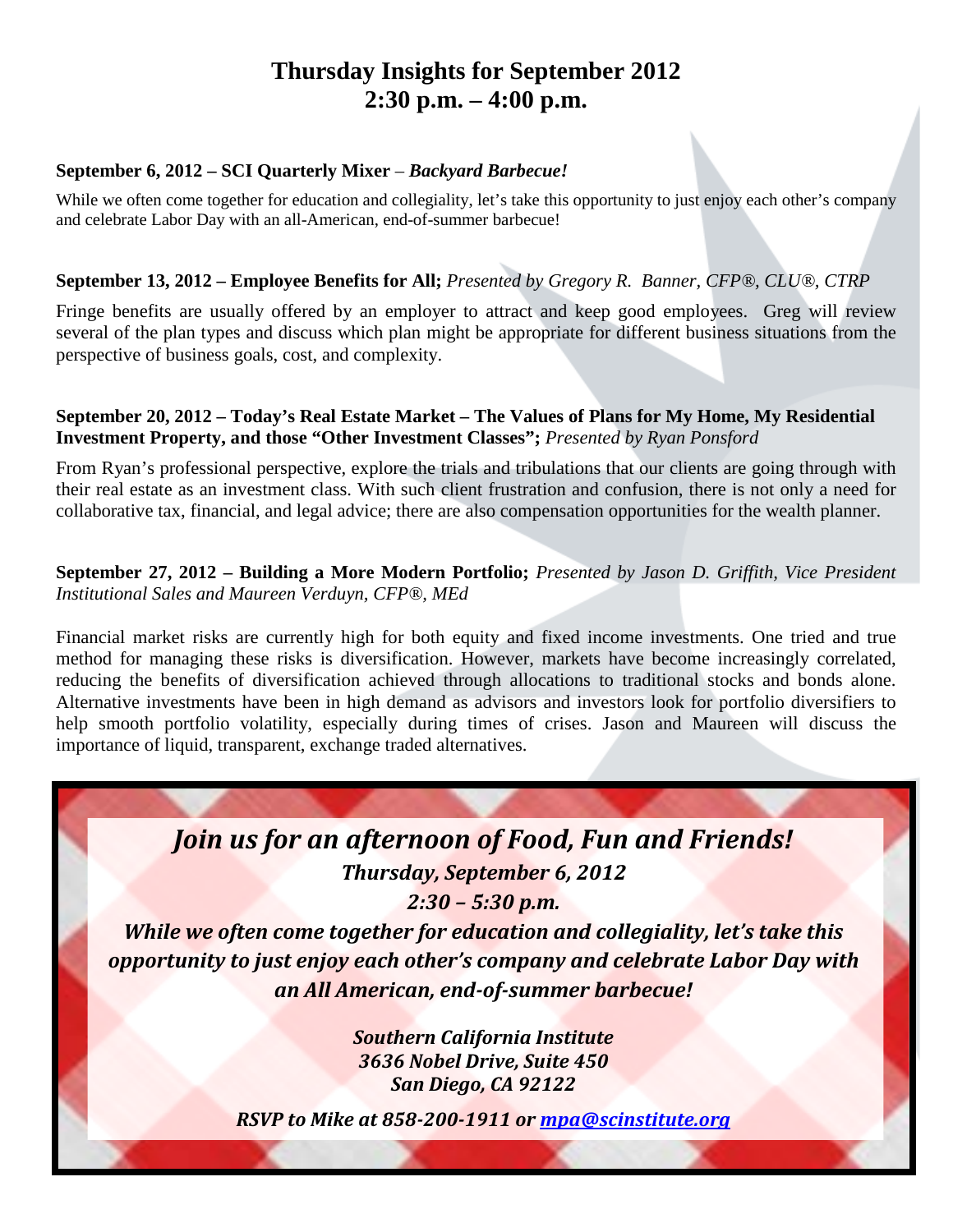# Thursday Insights for September 2012
# 2:30 p.m. – 4:00 p.m.

**September 6, 2012 – SCI Quarterly Mixer** – ***Backyard Barbecue!***

While we often come together for education and collegiality, let's take this opportunity to just enjoy each other's company and celebrate Labor Day with an all-American, end-of-summer barbecue!

**September 13, 2012 – Employee Benefits for All;** *Presented by Gregory R. Banner, CFP®, CLU®, CTRP*

Fringe benefits are usually offered by an employer to attract and keep good employees. Greg will review several of the plan types and discuss which plan might be appropriate for different business situations from the perspective of business goals, cost, and complexity.

**September 20, 2012 – Today's Real Estate Market – The Values of Plans for My Home, My Residential Investment Property, and those "Other Investment Classes";** *Presented by Ryan Ponsford*

From Ryan's professional perspective, explore the trials and tribulations that our clients are going through with their real estate as an investment class. With such client frustration and confusion, there is not only a need for collaborative tax, financial, and legal advice; there are also compensation opportunities for the wealth planner.

**September 27, 2012 – Building a More Modern Portfolio;** *Presented by Jason D. Griffith, Vice President Institutional Sales and Maureen Verduyn, CFP®, MEd*

Financial market risks are currently high for both equity and fixed income investments. One tried and true method for managing these risks is diversification. However, markets have become increasingly correlated, reducing the benefits of diversification achieved through allocations to traditional stocks and bonds alone. Alternative investments have been in high demand as advisors and investors look for portfolio diversifiers to help smooth portfolio volatility, especially during times of crises. Jason and Maureen will discuss the importance of liquid, transparent, exchange traded alternatives.

## *Join us for an afternoon of Food, Fun and Friends!*

***Thursday, September 6, 2012***

***2:30 – 5:30 p.m.***

***While we often come together for education and collegiality, let's take this opportunity to just enjoy each other's company and celebrate Labor Day with an All American, end-of-summer barbecue!***

***Southern California Institute***
***3636 Nobel Drive, Suite 450***
***San Diego, CA 92122***

***RSVP to Mike at 858-200-1911 or mpa@scinstitute.org***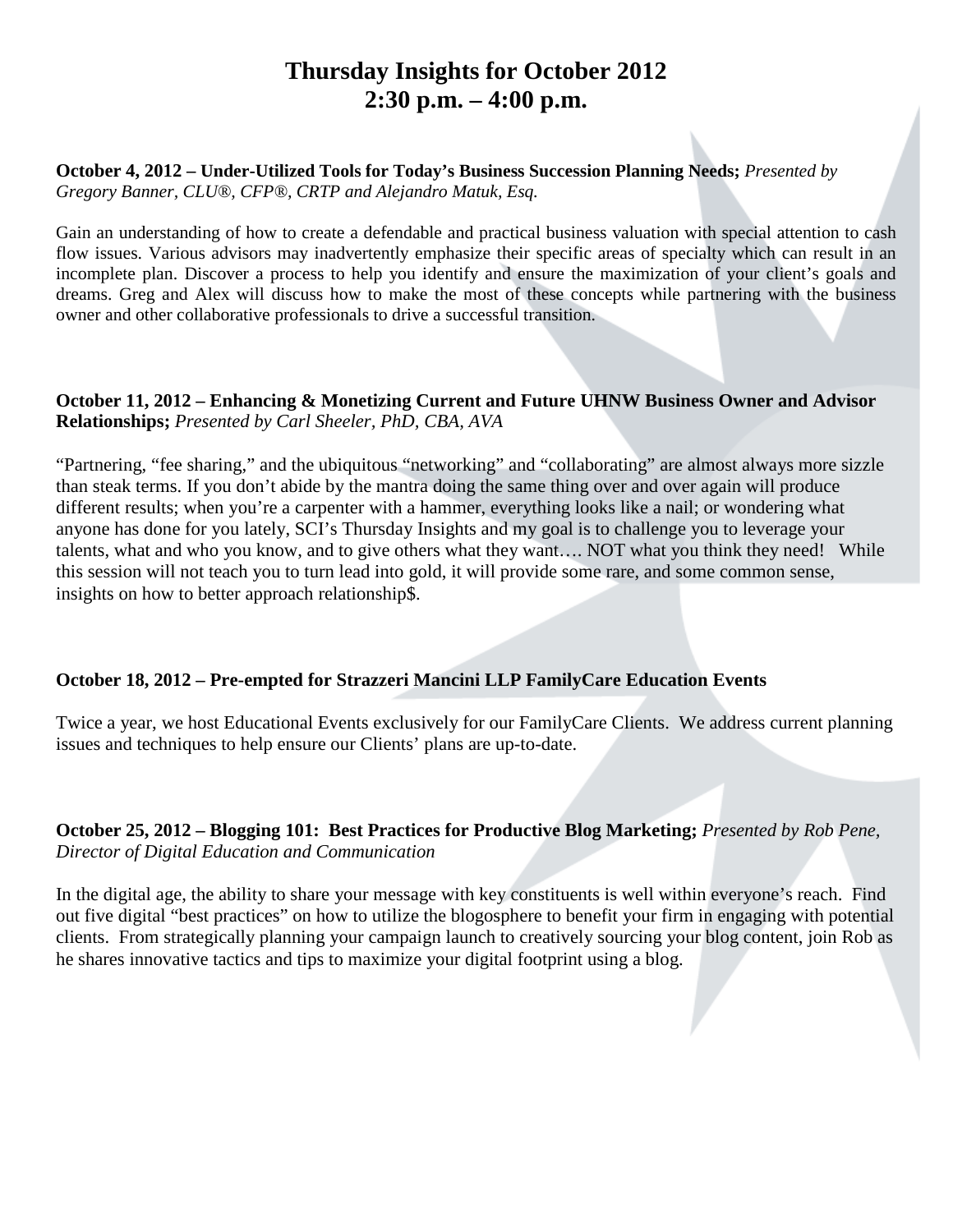# Thursday Insights for October 2012
# 2:30 p.m. – 4:00 p.m.

**October 4, 2012 – Under-Utilized Tools for Today's Business Succession Planning Needs;** *Presented by Gregory Banner, CLU®, CFP®, CRTP and Alejandro Matuk, Esq.*

Gain an understanding of how to create a defendable and practical business valuation with special attention to cash flow issues. Various advisors may inadvertently emphasize their specific areas of specialty which can result in an incomplete plan. Discover a process to help you identify and ensure the maximization of your client's goals and dreams. Greg and Alex will discuss how to make the most of these concepts while partnering with the business owner and other collaborative professionals to drive a successful transition.

**October 11, 2012 – Enhancing & Monetizing Current and Future UHNW Business Owner and Advisor Relationships;** *Presented by Carl Sheeler, PhD, CBA, AVA*

"Partnering, "fee sharing," and the ubiquitous "networking" and "collaborating" are almost always more sizzle than steak terms. If you don't abide by the mantra doing the same thing over and over again will produce different results; when you're a carpenter with a hammer, everything looks like a nail; or wondering what anyone has done for you lately, SCI's Thursday Insights and my goal is to challenge you to leverage your talents, what and who you know, and to give others what they want…. NOT what you think they need! While this session will not teach you to turn lead into gold, it will provide some rare, and some common sense, insights on how to better approach relationship$.

**October 18, 2012 – Pre-empted for Strazzeri Mancini LLP FamilyCare Education Events**

Twice a year, we host Educational Events exclusively for our FamilyCare Clients. We address current planning issues and techniques to help ensure our Clients' plans are up-to-date.

**October 25, 2012 – Blogging 101: Best Practices for Productive Blog Marketing;** *Presented by Rob Pene, Director of Digital Education and Communication*

In the digital age, the ability to share your message with key constituents is well within everyone's reach. Find out five digital "best practices" on how to utilize the blogosphere to benefit your firm in engaging with potential clients. From strategically planning your campaign launch to creatively sourcing your blog content, join Rob as he shares innovative tactics and tips to maximize your digital footprint using a blog.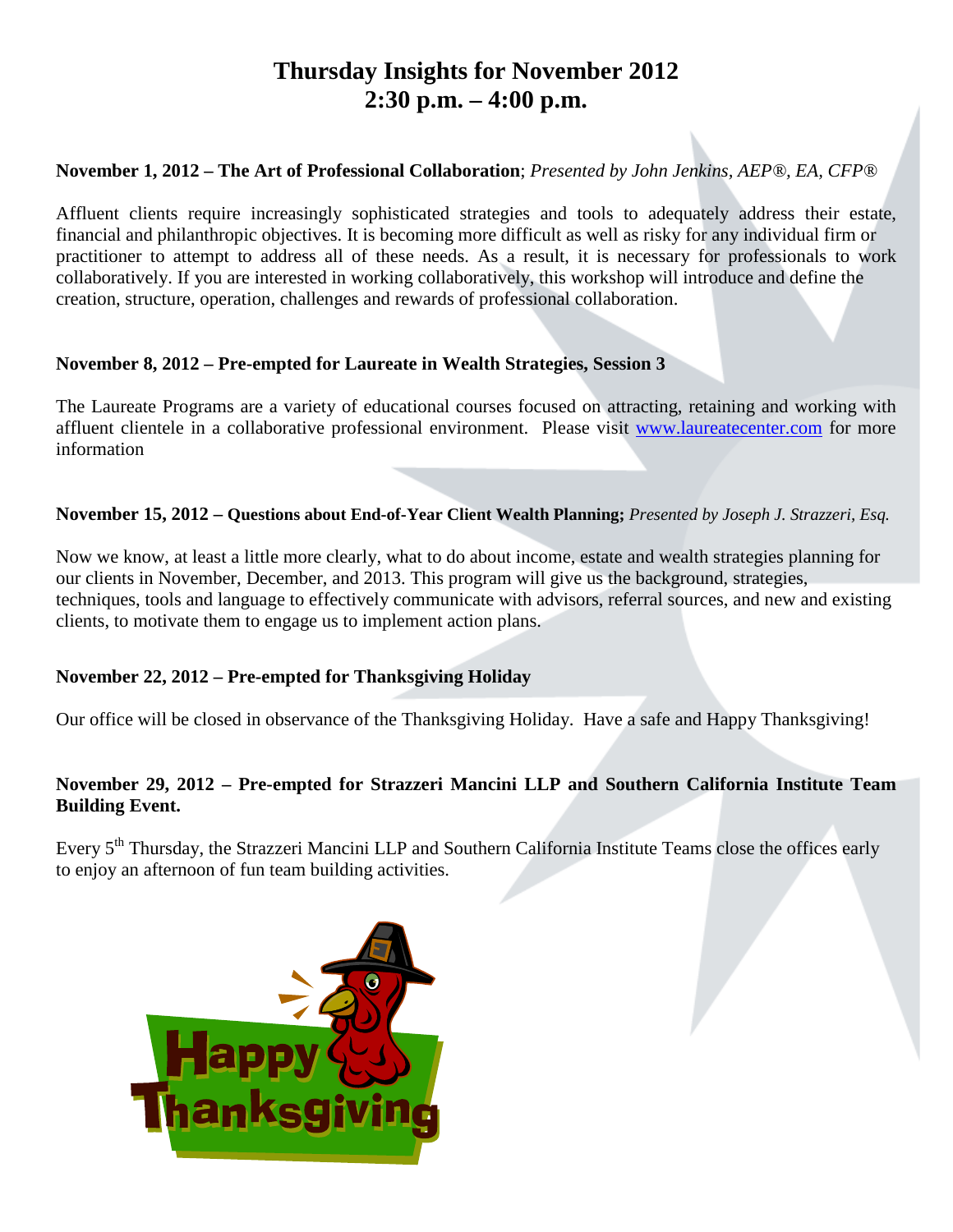# Thursday Insights for November 2012
# 2:30 p.m. – 4:00 p.m.

**November 1, 2012 – The Art of Professional Collaboration**; *Presented by John Jenkins, AEP®, EA, CFP®*

Affluent clients require increasingly sophisticated strategies and tools to adequately address their estate, financial and philanthropic objectives. It is becoming more difficult as well as risky for any individual firm or practitioner to attempt to address all of these needs. As a result, it is necessary for professionals to work collaboratively. If you are interested in working collaboratively, this workshop will introduce and define the creation, structure, operation, challenges and rewards of professional collaboration.

**November 8, 2012 – Pre-empted for Laureate in Wealth Strategies, Session 3**

The Laureate Programs are a variety of educational courses focused on attracting, retaining and working with affluent clientele in a collaborative professional environment. Please visit www.laureatecenter.com for more information

**November 15, 2012 – Questions about End-of-Year Client Wealth Planning;** *Presented by Joseph J. Strazzeri, Esq.*

Now we know, at least a little more clearly, what to do about income, estate and wealth strategies planning for our clients in November, December, and 2013. This program will give us the background, strategies, techniques, tools and language to effectively communicate with advisors, referral sources, and new and existing clients, to motivate them to engage us to implement action plans.

**November 22, 2012 – Pre-empted for Thanksgiving Holiday**

Our office will be closed in observance of the Thanksgiving Holiday. Have a safe and Happy Thanksgiving!

**November 29, 2012 – Pre-empted for Strazzeri Mancini LLP and Southern California Institute Team Building Event.**

Every 5th Thursday, the Strazzeri Mancini LLP and Southern California Institute Teams close the offices early to enjoy an afternoon of fun team building activities.